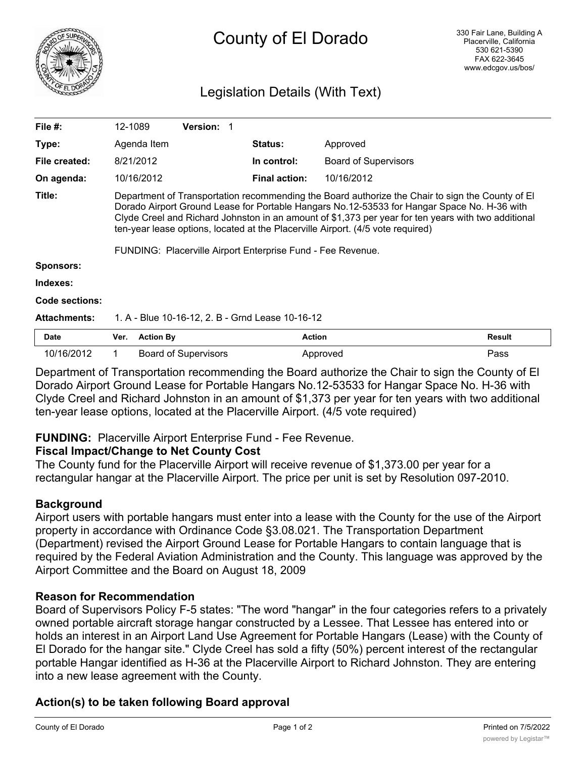# County of El Dorado

330 Fair Lane, Building A
Placerville, California
530 621-5390
FAX 622-3645
www.edcgov.us/bos/

## Legislation Details (With Text)

| | | | |
|---|---|---|---|
| **File #:** | 12-1089 **Version:** 1 | | |
| **Type:** | Agenda Item | **Status:** | Approved |
| **File created:** | 8/21/2012 | **In control:** | Board of Supervisors |
| **On agenda:** | 10/16/2012 | **Final action:** | 10/16/2012 |

**Title:** Department of Transportation recommending the Board authorize the Chair to sign the County of El Dorado Airport Ground Lease for Portable Hangars No.12-53533 for Hangar Space No. H-36 with Clyde Creel and Richard Johnston in an amount of $1,373 per year for ten years with two additional ten-year lease options, located at the Placerville Airport. (4/5 vote required)

FUNDING: Placerville Airport Enterprise Fund - Fee Revenue.

**Sponsors:**

**Indexes:**

**Code sections:**

**Attachments:** 1. A - Blue 10-16-12, 2. B - Grnd Lease 10-16-12

| Date | Ver. | Action By | Action | Result |
|---|---|---|---|---|
| 10/16/2012 | 1 | Board of Supervisors | Approved | Pass |

Department of Transportation recommending the Board authorize the Chair to sign the County of El Dorado Airport Ground Lease for Portable Hangars No.12-53533 for Hangar Space No. H-36 with Clyde Creel and Richard Johnston in an amount of $1,373 per year for ten years with two additional ten-year lease options, located at the Placerville Airport. (4/5 vote required)

**FUNDING:** Placerville Airport Enterprise Fund - Fee Revenue.

### Fiscal Impact/Change to Net County Cost

The County fund for the Placerville Airport will receive revenue of $1,373.00 per year for a rectangular hangar at the Placerville Airport. The price per unit is set by Resolution 097-2010.

### Background

Airport users with portable hangars must enter into a lease with the County for the use of the Airport property in accordance with Ordinance Code §3.08.021. The Transportation Department (Department) revised the Airport Ground Lease for Portable Hangars to contain language that is required by the Federal Aviation Administration and the County. This language was approved by the Airport Committee and the Board on August 18, 2009

### Reason for Recommendation

Board of Supervisors Policy F-5 states: "The word "hangar" in the four categories refers to a privately owned portable aircraft storage hangar constructed by a Lessee. That Lessee has entered into or holds an interest in an Airport Land Use Agreement for Portable Hangars (Lease) with the County of El Dorado for the hangar site." Clyde Creel has sold a fifty (50%) percent interest of the rectangular portable Hangar identified as H-36 at the Placerville Airport to Richard Johnston. They are entering into a new lease agreement with the County.

### Action(s) to be taken following Board approval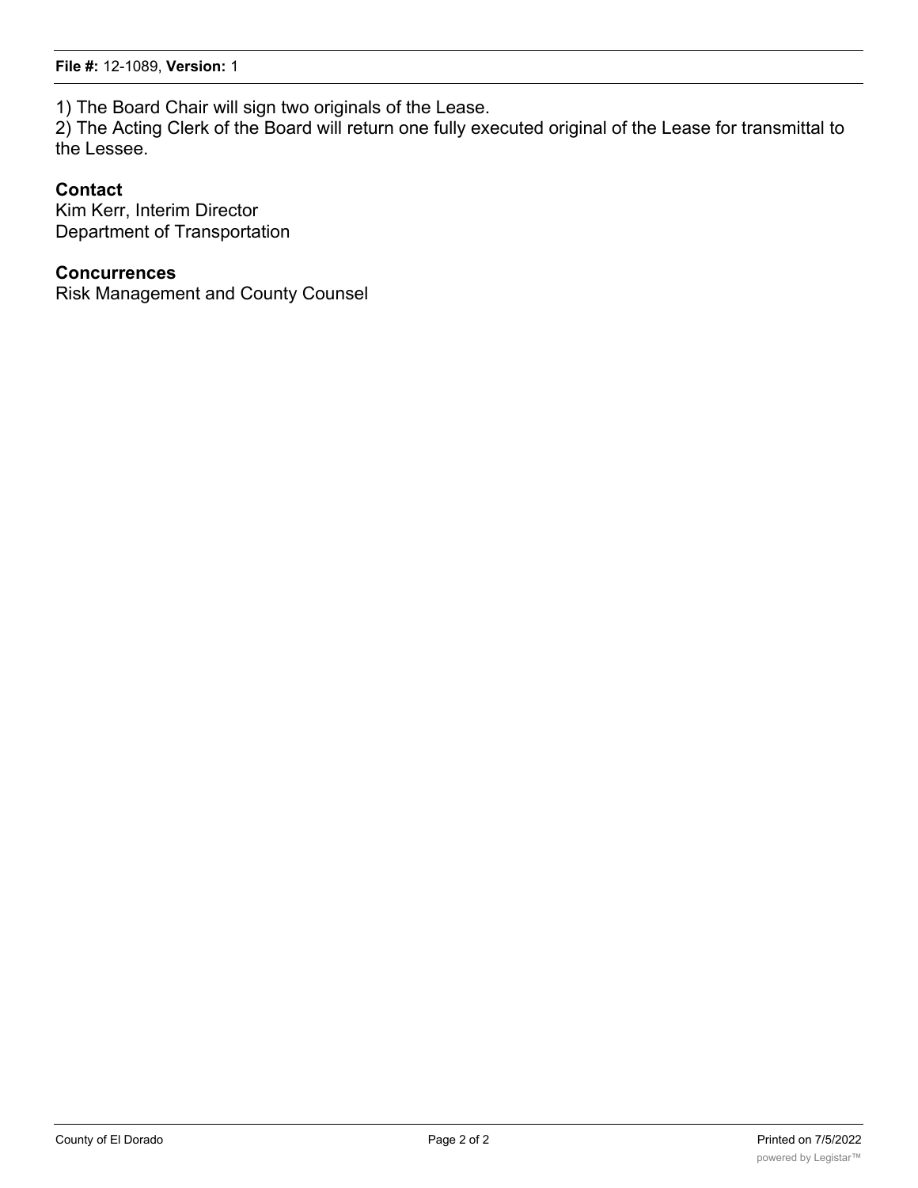1) The Board Chair will sign two originals of the Lease.
2) The Acting Clerk of the Board will return one fully executed original of the Lease for transmittal to the Lessee.

**Contact**
Kim Kerr, Interim Director
Department of Transportation

**Concurrences**
Risk Management and County Counsel